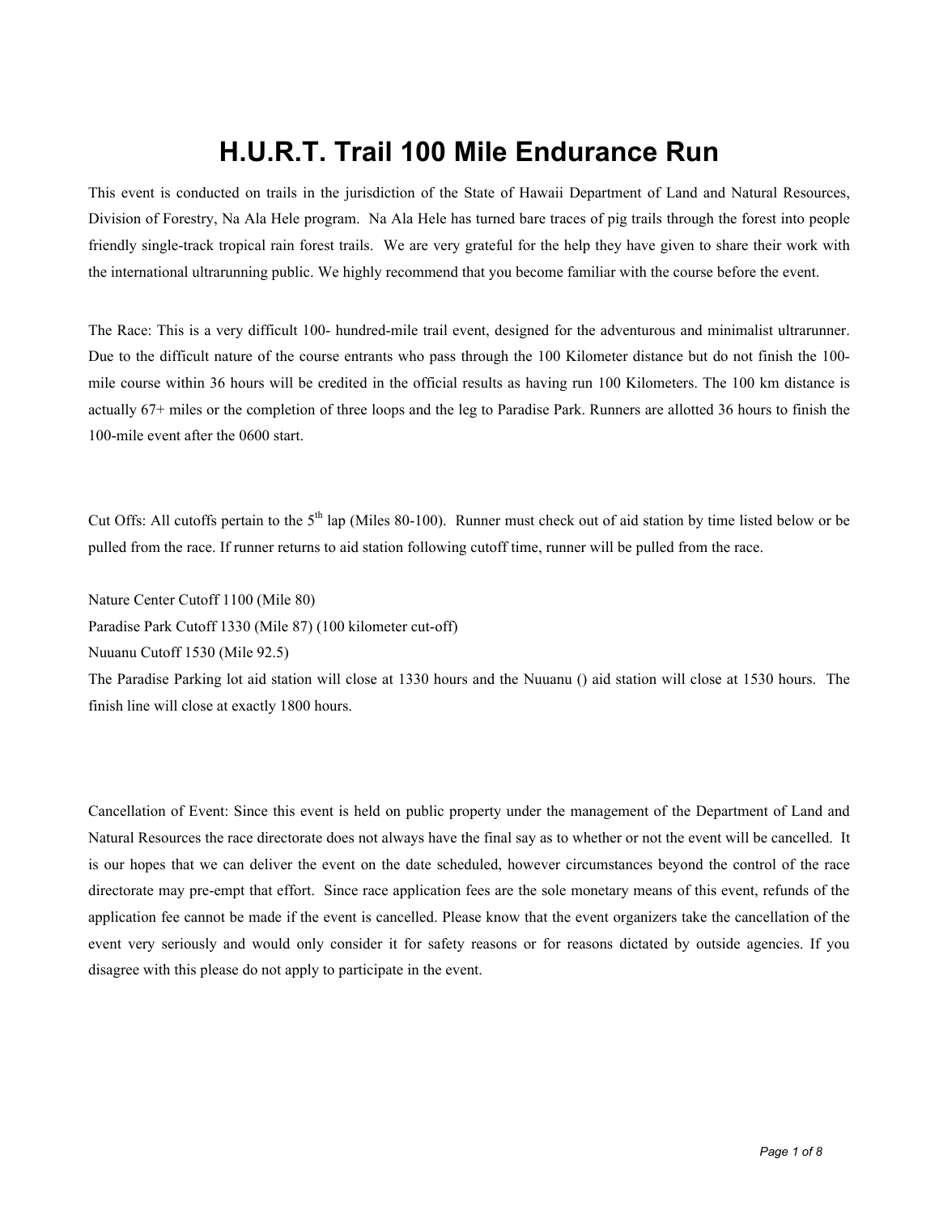# H.U.R.T. Trail 100 Mile Endurance Run

This event is conducted on trails in the jurisdiction of the State of Hawaii Department of Land and Natural Resources, Division of Forestry, Na Ala Hele program. Na Ala Hele has turned bare traces of pig trails through the forest into people friendly single-track tropical rain forest trails. We are very grateful for the help they have given to share their work with the international ultrarunning public. We highly recommend that you become familiar with the course before the event.

The Race: This is a very difficult 100- hundred-mile trail event, designed for the adventurous and minimalist ultrarunner. Due to the difficult nature of the course entrants who pass through the 100 Kilometer distance but do not finish the 100-mile course within 36 hours will be credited in the official results as having run 100 Kilometers. The 100 km distance is actually 67+ miles or the completion of three loops and the leg to Paradise Park. Runners are allotted 36 hours to finish the 100-mile event after the 0600 start.

Cut Offs: All cutoffs pertain to the 5th lap (Miles 80-100). Runner must check out of aid station by time listed below or be pulled from the race. If runner returns to aid station following cutoff time, runner will be pulled from the race.

Nature Center Cutoff 1100 (Mile 80)
Paradise Park Cutoff 1330 (Mile 87) (100 kilometer cut-off)
Nuuanu Cutoff 1530 (Mile 92.5)
The Paradise Parking lot aid station will close at 1330 hours and the Nuuanu () aid station will close at 1530 hours. The finish line will close at exactly 1800 hours.

Cancellation of Event: Since this event is held on public property under the management of the Department of Land and Natural Resources the race directorate does not always have the final say as to whether or not the event will be cancelled. It is our hopes that we can deliver the event on the date scheduled, however circumstances beyond the control of the race directorate may pre-empt that effort. Since race application fees are the sole monetary means of this event, refunds of the application fee cannot be made if the event is cancelled. Please know that the event organizers take the cancellation of the event very seriously and would only consider it for safety reasons or for reasons dictated by outside agencies. If you disagree with this please do not apply to participate in the event.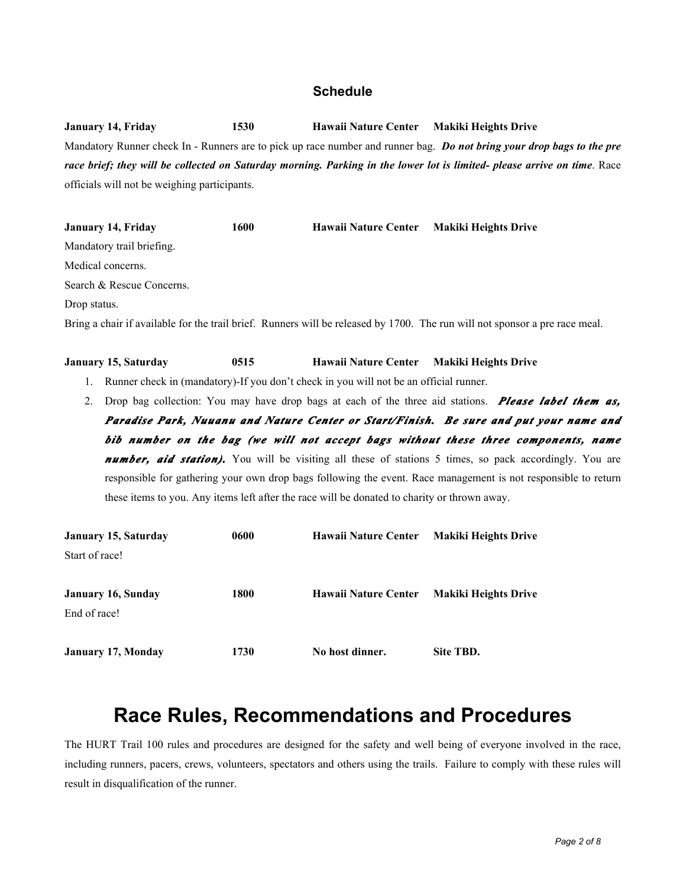## Schedule

**January 14, Friday** **1530** **Hawaii Nature Center** **Makiki Heights Drive**

Mandatory Runner check In - Runners are to pick up race number and runner bag. ***Do not bring your drop bags to the pre race brief; they will be collected on Saturday morning. Parking in the lower lot is limited- please arrive on time***. Race officials will not be weighing participants.

**January 14, Friday** **1600** **Hawaii Nature Center** **Makiki Heights Drive**

Mandatory trail briefing.

Medical concerns.

Search & Rescue Concerns.

Drop status.

Bring a chair if available for the trail brief. Runners will be released by 1700. The run will not sponsor a pre race meal.

**January 15, Saturday** **0515** **Hawaii Nature Center** **Makiki Heights Drive**

1. Runner check in (mandatory)-If you don't check in you will not be an official runner.
2. Drop bag collection: You may have drop bags at each of the three aid stations. ***Please label them as, Paradise Park, Nuuanu and Nature Center or Start/Finish. Be sure and put your name and bib number on the bag (we will not accept bags without these three components, name number, aid station).*** You will be visiting all these of stations 5 times, so pack accordingly. You are responsible for gathering your own drop bags following the event. Race management is not responsible to return these items to you. Any items left after the race will be donated to charity or thrown away.

**January 15, Saturday** **0600** **Hawaii Nature Center** **Makiki Heights Drive**

Start of race!

**January 16, Sunday** **1800** **Hawaii Nature Center** **Makiki Heights Drive**

End of race!

**January 17, Monday** **1730** **No host dinner.** **Site TBD.**

# Race Rules, Recommendations and Procedures

The HURT Trail 100 rules and procedures are designed for the safety and well being of everyone involved in the race, including runners, pacers, crews, volunteers, spectators and others using the trails. Failure to comply with these rules will result in disqualification of the runner.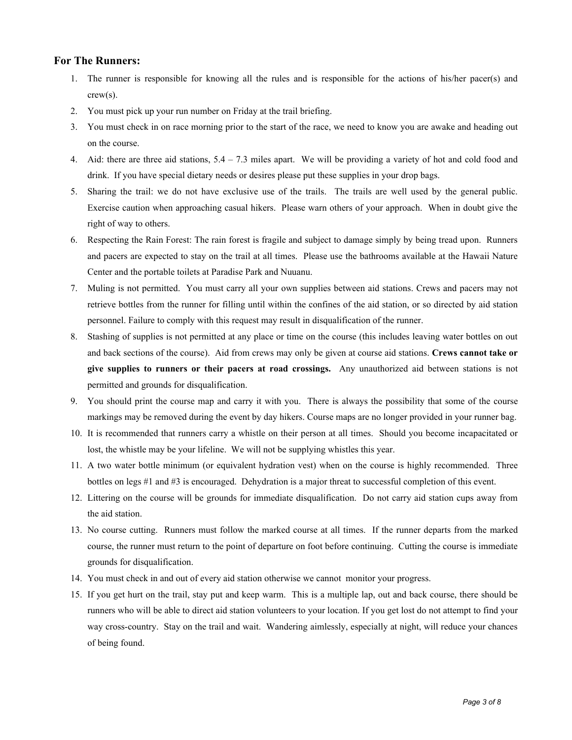## For The Runners:

1. The runner is responsible for knowing all the rules and is responsible for the actions of his/her pacer(s) and crew(s).
2. You must pick up your run number on Friday at the trail briefing.
3. You must check in on race morning prior to the start of the race, we need to know you are awake and heading out on the course.
4. Aid: there are three aid stations, 5.4 – 7.3 miles apart. We will be providing a variety of hot and cold food and drink. If you have special dietary needs or desires please put these supplies in your drop bags.
5. Sharing the trail: we do not have exclusive use of the trails. The trails are well used by the general public. Exercise caution when approaching casual hikers. Please warn others of your approach. When in doubt give the right of way to others.
6. Respecting the Rain Forest: The rain forest is fragile and subject to damage simply by being tread upon. Runners and pacers are expected to stay on the trail at all times. Please use the bathrooms available at the Hawaii Nature Center and the portable toilets at Paradise Park and Nuuanu.
7. Muling is not permitted. You must carry all your own supplies between aid stations. Crews and pacers may not retrieve bottles from the runner for filling until within the confines of the aid station, or so directed by aid station personnel. Failure to comply with this request may result in disqualification of the runner.
8. Stashing of supplies is not permitted at any place or time on the course (this includes leaving water bottles on out and back sections of the course). Aid from crews may only be given at course aid stations. **Crews cannot take or give supplies to runners or their pacers at road crossings.** Any unauthorized aid between stations is not permitted and grounds for disqualification.
9. You should print the course map and carry it with you. There is always the possibility that some of the course markings may be removed during the event by day hikers. Course maps are no longer provided in your runner bag.
10. It is recommended that runners carry a whistle on their person at all times. Should you become incapacitated or lost, the whistle may be your lifeline. We will not be supplying whistles this year.
11. A two water bottle minimum (or equivalent hydration vest) when on the course is highly recommended. Three bottles on legs #1 and #3 is encouraged. Dehydration is a major threat to successful completion of this event.
12. Littering on the course will be grounds for immediate disqualification. Do not carry aid station cups away from the aid station.
13. No course cutting. Runners must follow the marked course at all times. If the runner departs from the marked course, the runner must return to the point of departure on foot before continuing. Cutting the course is immediate grounds for disqualification.
14. You must check in and out of every aid station otherwise we cannot monitor your progress.
15. If you get hurt on the trail, stay put and keep warm. This is a multiple lap, out and back course, there should be runners who will be able to direct aid station volunteers to your location. If you get lost do not attempt to find your way cross-country. Stay on the trail and wait. Wandering aimlessly, especially at night, will reduce your chances of being found.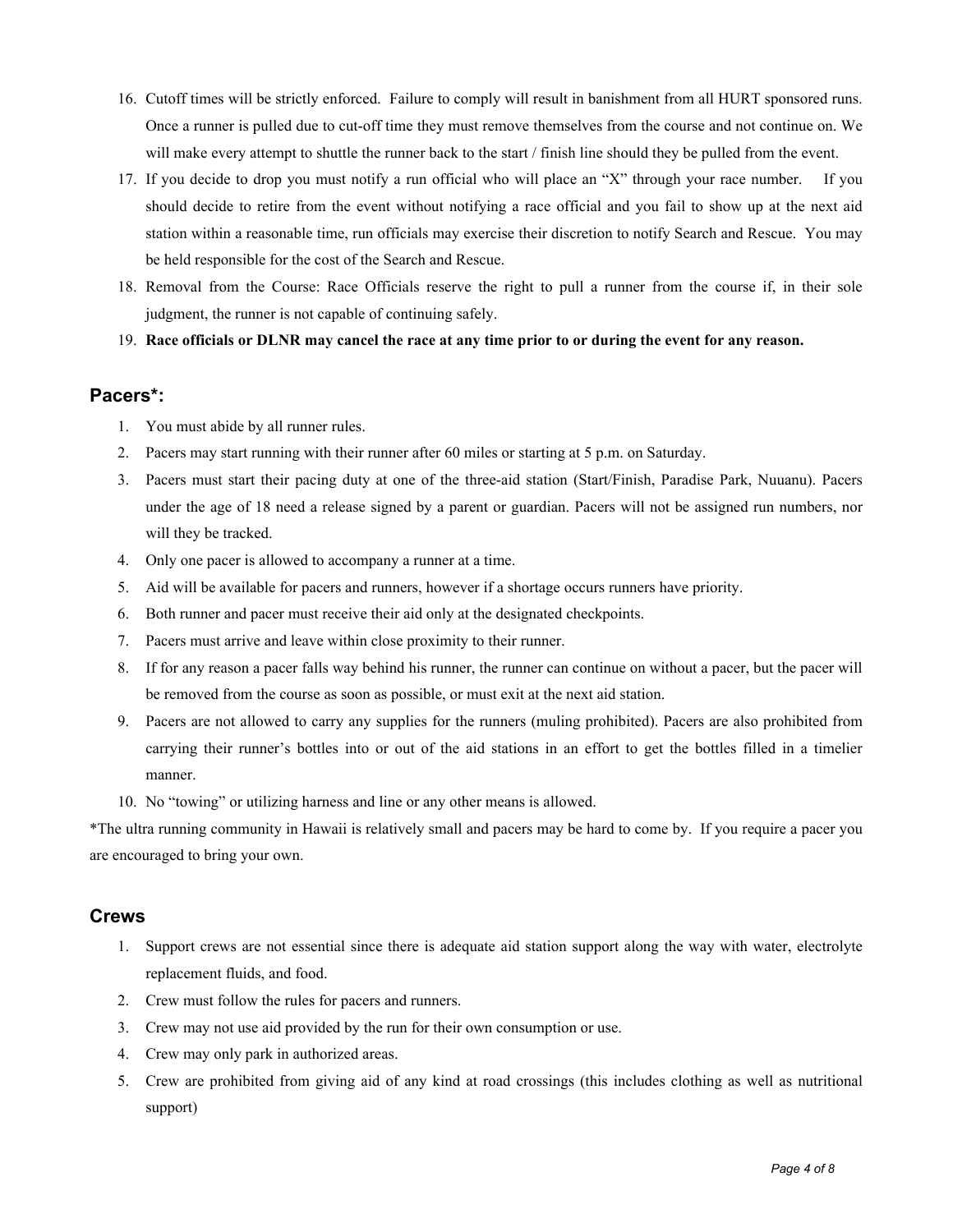16. Cutoff times will be strictly enforced. Failure to comply will result in banishment from all HURT sponsored runs. Once a runner is pulled due to cut-off time they must remove themselves from the course and not continue on. We will make every attempt to shuttle the runner back to the start / finish line should they be pulled from the event.
17. If you decide to drop you must notify a run official who will place an "X" through your race number. If you should decide to retire from the event without notifying a race official and you fail to show up at the next aid station within a reasonable time, run officials may exercise their discretion to notify Search and Rescue. You may be held responsible for the cost of the Search and Rescue.
18. Removal from the Course: Race Officials reserve the right to pull a runner from the course if, in their sole judgment, the runner is not capable of continuing safely.
19. **Race officials or DLNR may cancel the race at any time prior to or during the event for any reason.**

## Pacers*:

1. You must abide by all runner rules.
2. Pacers may start running with their runner after 60 miles or starting at 5 p.m. on Saturday.
3. Pacers must start their pacing duty at one of the three-aid station (Start/Finish, Paradise Park, Nuuanu). Pacers under the age of 18 need a release signed by a parent or guardian. Pacers will not be assigned run numbers, nor will they be tracked.
4. Only one pacer is allowed to accompany a runner at a time.
5. Aid will be available for pacers and runners, however if a shortage occurs runners have priority.
6. Both runner and pacer must receive their aid only at the designated checkpoints.
7. Pacers must arrive and leave within close proximity to their runner.
8. If for any reason a pacer falls way behind his runner, the runner can continue on without a pacer, but the pacer will be removed from the course as soon as possible, or must exit at the next aid station.
9. Pacers are not allowed to carry any supplies for the runners (muling prohibited). Pacers are also prohibited from carrying their runner's bottles into or out of the aid stations in an effort to get the bottles filled in a timelier manner.
10. No "towing" or utilizing harness and line or any other means is allowed.

*The ultra running community in Hawaii is relatively small and pacers may be hard to come by. If you require a pacer you are encouraged to bring your own.

## Crews

1. Support crews are not essential since there is adequate aid station support along the way with water, electrolyte replacement fluids, and food.
2. Crew must follow the rules for pacers and runners.
3. Crew may not use aid provided by the run for their own consumption or use.
4. Crew may only park in authorized areas.
5. Crew are prohibited from giving aid of any kind at road crossings (this includes clothing as well as nutritional support)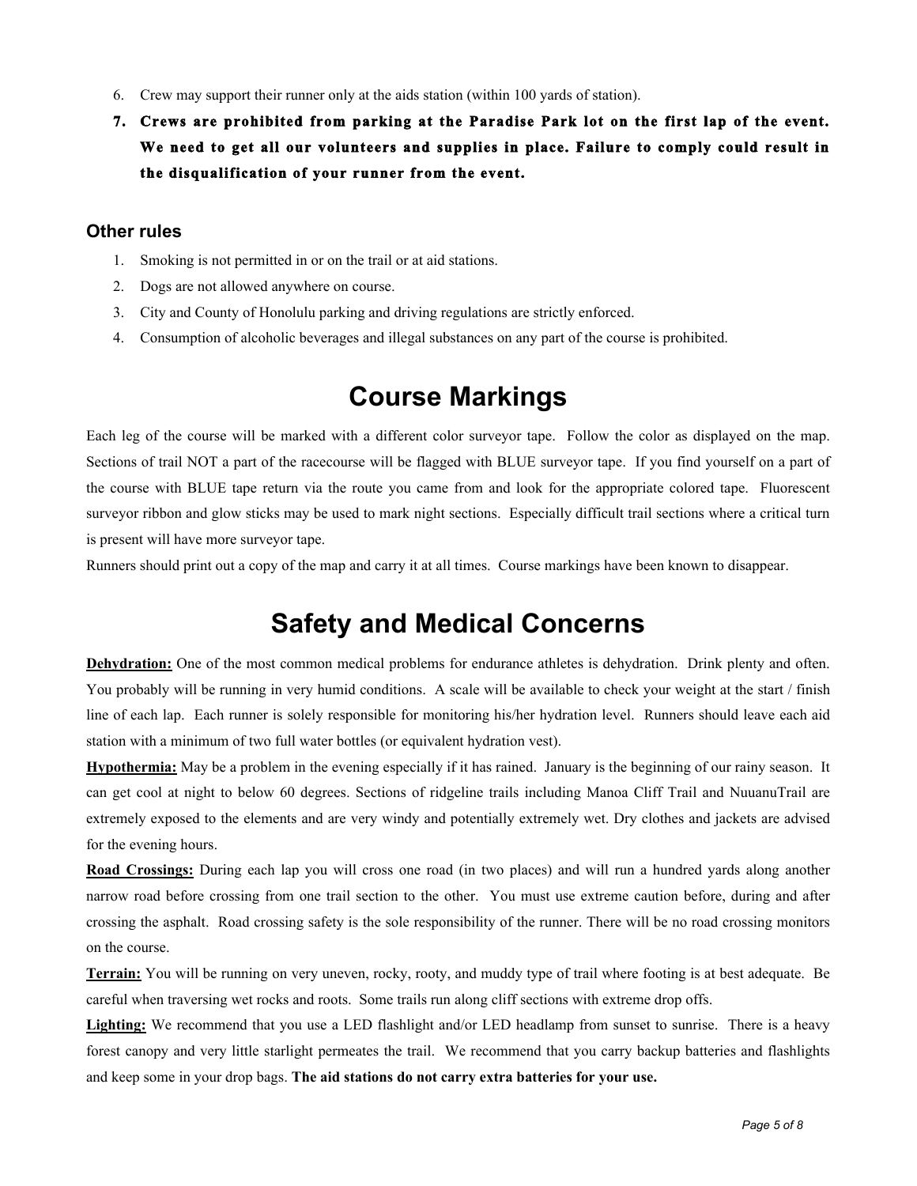6. Crew may support their runner only at the aids station (within 100 yards of station).
7. **Crews are prohibited from parking at the Paradise Park lot on the first lap of the event. We need to get all our volunteers and supplies in place. Failure to comply could result in the disqualification of your runner from the event.**

### Other rules

1. Smoking is not permitted in or on the trail or at aid stations.
2. Dogs are not allowed anywhere on course.
3. City and County of Honolulu parking and driving regulations are strictly enforced.
4. Consumption of alcoholic beverages and illegal substances on any part of the course is prohibited.

# Course Markings

Each leg of the course will be marked with a different color surveyor tape. Follow the color as displayed on the map. Sections of trail NOT a part of the racecourse will be flagged with BLUE surveyor tape. If you find yourself on a part of the course with BLUE tape return via the route you came from and look for the appropriate colored tape. Fluorescent surveyor ribbon and glow sticks may be used to mark night sections. Especially difficult trail sections where a critical turn is present will have more surveyor tape.

Runners should print out a copy of the map and carry it at all times. Course markings have been known to disappear.

# Safety and Medical Concerns

**Dehydration:** One of the most common medical problems for endurance athletes is dehydration. Drink plenty and often. You probably will be running in very humid conditions. A scale will be available to check your weight at the start / finish line of each lap. Each runner is solely responsible for monitoring his/her hydration level. Runners should leave each aid station with a minimum of two full water bottles (or equivalent hydration vest).

**Hypothermia:** May be a problem in the evening especially if it has rained. January is the beginning of our rainy season. It can get cool at night to below 60 degrees. Sections of ridgeline trails including Manoa Cliff Trail and NuuanuTrail are extremely exposed to the elements and are very windy and potentially extremely wet. Dry clothes and jackets are advised for the evening hours.

**Road Crossings:** During each lap you will cross one road (in two places) and will run a hundred yards along another narrow road before crossing from one trail section to the other. You must use extreme caution before, during and after crossing the asphalt. Road crossing safety is the sole responsibility of the runner. There will be no road crossing monitors on the course.

**Terrain:** You will be running on very uneven, rocky, rooty, and muddy type of trail where footing is at best adequate. Be careful when traversing wet rocks and roots. Some trails run along cliff sections with extreme drop offs.

**Lighting:** We recommend that you use a LED flashlight and/or LED headlamp from sunset to sunrise. There is a heavy forest canopy and very little starlight permeates the trail. We recommend that you carry backup batteries and flashlights and keep some in your drop bags. **The aid stations do not carry extra batteries for your use.**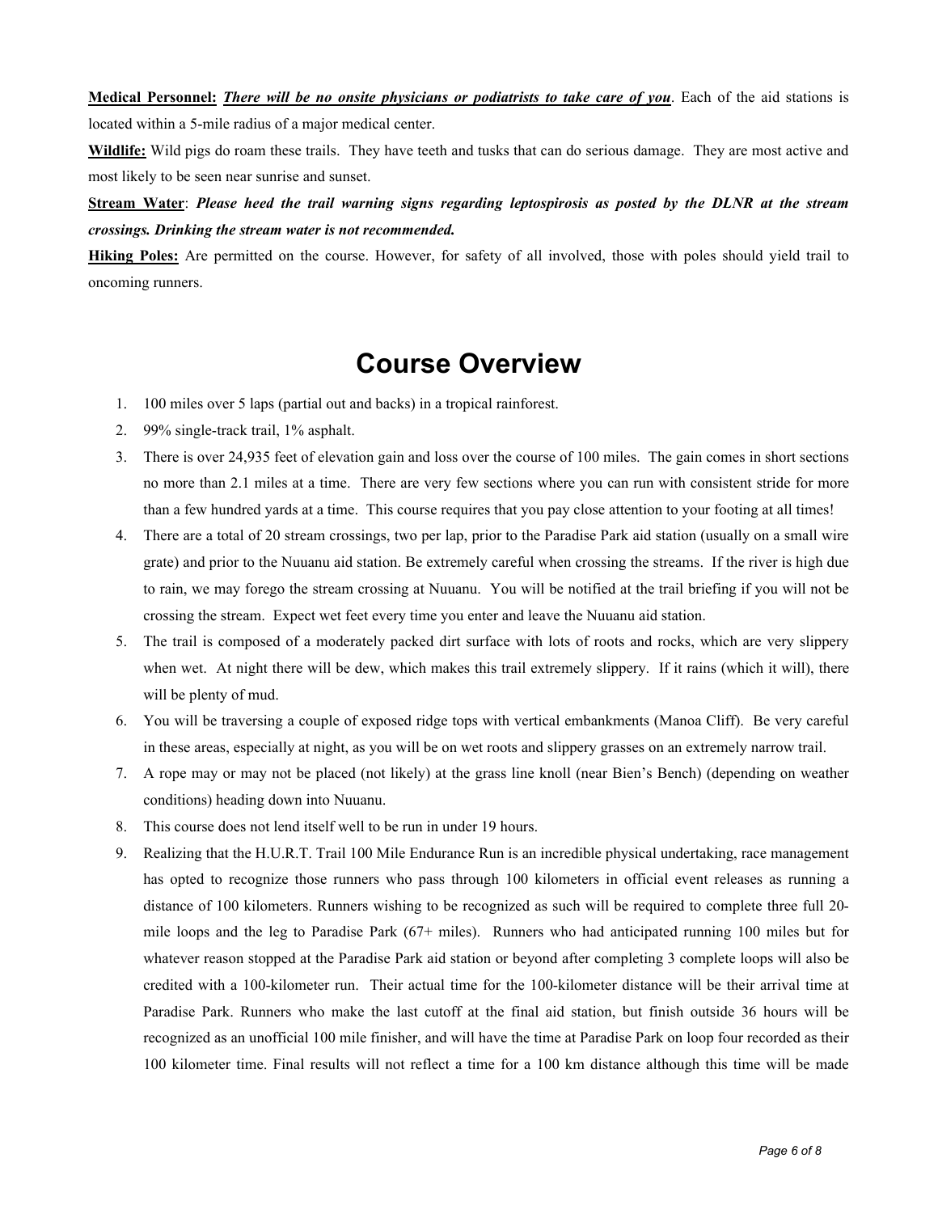**Medical Personnel:** ***There will be no onsite physicians or podiatrists to take care of you***. Each of the aid stations is located within a 5-mile radius of a major medical center.

**Wildlife:** Wild pigs do roam these trails. They have teeth and tusks that can do serious damage. They are most active and most likely to be seen near sunrise and sunset.

**Stream Water**: ***Please heed the trail warning signs regarding leptospirosis as posted by the DLNR at the stream crossings. Drinking the stream water is not recommended.***

**Hiking Poles:** Are permitted on the course. However, for safety of all involved, those with poles should yield trail to oncoming runners.

# Course Overview

1. 100 miles over 5 laps (partial out and backs) in a tropical rainforest.
2. 99% single-track trail, 1% asphalt.
3. There is over 24,935 feet of elevation gain and loss over the course of 100 miles. The gain comes in short sections no more than 2.1 miles at a time. There are very few sections where you can run with consistent stride for more than a few hundred yards at a time. This course requires that you pay close attention to your footing at all times!
4. There are a total of 20 stream crossings, two per lap, prior to the Paradise Park aid station (usually on a small wire grate) and prior to the Nuuanu aid station. Be extremely careful when crossing the streams. If the river is high due to rain, we may forego the stream crossing at Nuuanu. You will be notified at the trail briefing if you will not be crossing the stream. Expect wet feet every time you enter and leave the Nuuanu aid station.
5. The trail is composed of a moderately packed dirt surface with lots of roots and rocks, which are very slippery when wet. At night there will be dew, which makes this trail extremely slippery. If it rains (which it will), there will be plenty of mud.
6. You will be traversing a couple of exposed ridge tops with vertical embankments (Manoa Cliff). Be very careful in these areas, especially at night, as you will be on wet roots and slippery grasses on an extremely narrow trail.
7. A rope may or may not be placed (not likely) at the grass line knoll (near Bien's Bench) (depending on weather conditions) heading down into Nuuanu.
8. This course does not lend itself well to be run in under 19 hours.
9. Realizing that the H.U.R.T. Trail 100 Mile Endurance Run is an incredible physical undertaking, race management has opted to recognize those runners who pass through 100 kilometers in official event releases as running a distance of 100 kilometers. Runners wishing to be recognized as such will be required to complete three full 20-mile loops and the leg to Paradise Park (67+ miles). Runners who had anticipated running 100 miles but for whatever reason stopped at the Paradise Park aid station or beyond after completing 3 complete loops will also be credited with a 100-kilometer run. Their actual time for the 100-kilometer distance will be their arrival time at Paradise Park. Runners who make the last cutoff at the final aid station, but finish outside 36 hours will be recognized as an unofficial 100 mile finisher, and will have the time at Paradise Park on loop four recorded as their 100 kilometer time. Final results will not reflect a time for a 100 km distance although this time will be made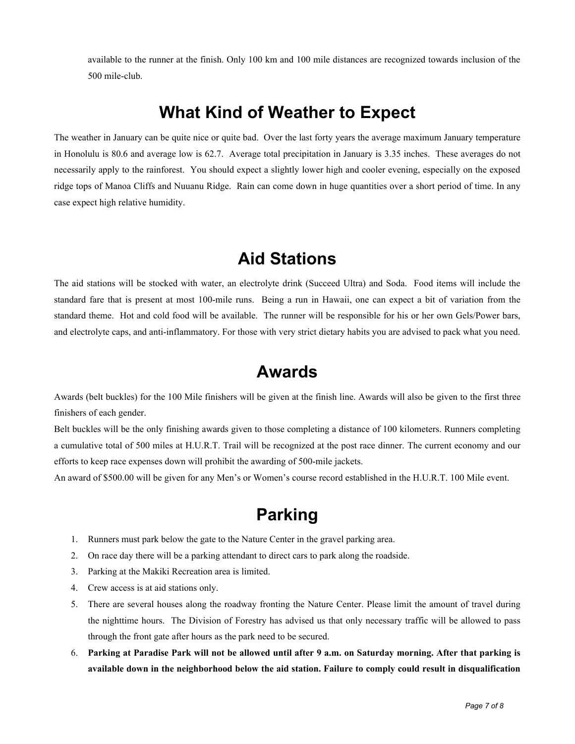available to the runner at the finish. Only 100 km and 100 mile distances are recognized towards inclusion of the 500 mile-club.

# What Kind of Weather to Expect

The weather in January can be quite nice or quite bad. Over the last forty years the average maximum January temperature in Honolulu is 80.6 and average low is 62.7. Average total precipitation in January is 3.35 inches. These averages do not necessarily apply to the rainforest. You should expect a slightly lower high and cooler evening, especially on the exposed ridge tops of Manoa Cliffs and Nuuanu Ridge. Rain can come down in huge quantities over a short period of time. In any case expect high relative humidity.

# Aid Stations

The aid stations will be stocked with water, an electrolyte drink (Succeed Ultra) and Soda. Food items will include the standard fare that is present at most 100-mile runs. Being a run in Hawaii, one can expect a bit of variation from the standard theme. Hot and cold food will be available. The runner will be responsible for his or her own Gels/Power bars, and electrolyte caps, and anti-inflammatory. For those with very strict dietary habits you are advised to pack what you need.

# Awards

Awards (belt buckles) for the 100 Mile finishers will be given at the finish line. Awards will also be given to the first three finishers of each gender.

Belt buckles will be the only finishing awards given to those completing a distance of 100 kilometers. Runners completing a cumulative total of 500 miles at H.U.R.T. Trail will be recognized at the post race dinner. The current economy and our efforts to keep race expenses down will prohibit the awarding of 500-mile jackets.

An award of $500.00 will be given for any Men's or Women's course record established in the H.U.R.T. 100 Mile event.

# Parking

1. Runners must park below the gate to the Nature Center in the gravel parking area.
2. On race day there will be a parking attendant to direct cars to park along the roadside.
3. Parking at the Makiki Recreation area is limited.
4. Crew access is at aid stations only.
5. There are several houses along the roadway fronting the Nature Center. Please limit the amount of travel during the nighttime hours. The Division of Forestry has advised us that only necessary traffic will be allowed to pass through the front gate after hours as the park need to be secured.
6. **Parking at Paradise Park will not be allowed until after 9 a.m. on Saturday morning. After that parking is available down in the neighborhood below the aid station. Failure to comply could result in disqualification**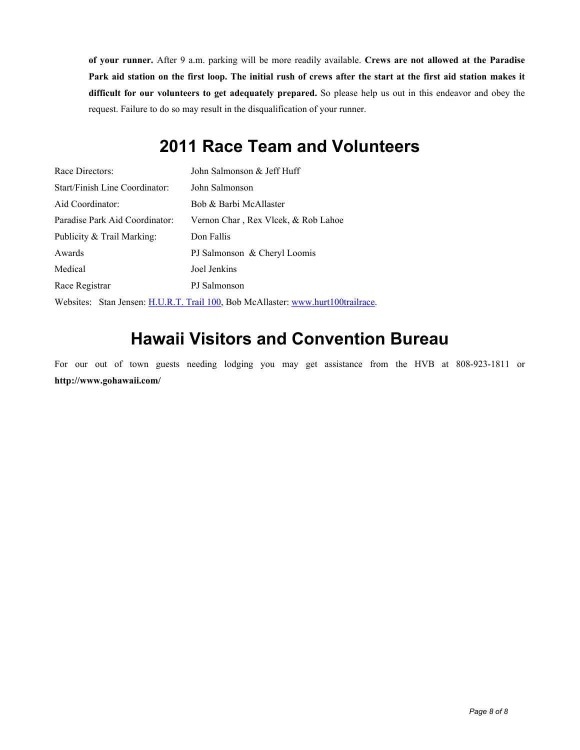**of your runner.** After 9 a.m. parking will be more readily available. **Crews are not allowed at the Paradise Park aid station on the first loop. The initial rush of crews after the start at the first aid station makes it difficult for our volunteers to get adequately prepared.** So please help us out in this endeavor and obey the request. Failure to do so may result in the disqualification of your runner.

## 2011 Race Team and Volunteers

| | |
|---|---|
| Race Directors: | John Salmonson & Jeff Huff |
| Start/Finish Line Coordinator: | John Salmonson |
| Aid Coordinator: | Bob & Barbi McAllaster |
| Paradise Park Aid Coordinator: | Vernon Char , Rex Vlcek, & Rob Lahoe |
| Publicity & Trail Marking: | Don Fallis |
| Awards | PJ Salmonson & Cheryl Loomis |
| Medical | Joel Jenkins |
| Race Registrar | PJ Salmonson |

Websites: Stan Jensen: H.U.R.T. Trail 100, Bob McAllaster: www.hurt100trailrace.

## Hawaii Visitors and Convention Bureau

For our out of town guests needing lodging you may get assistance from the HVB at 808-923-1811 or **http://www.gohawaii.com/**